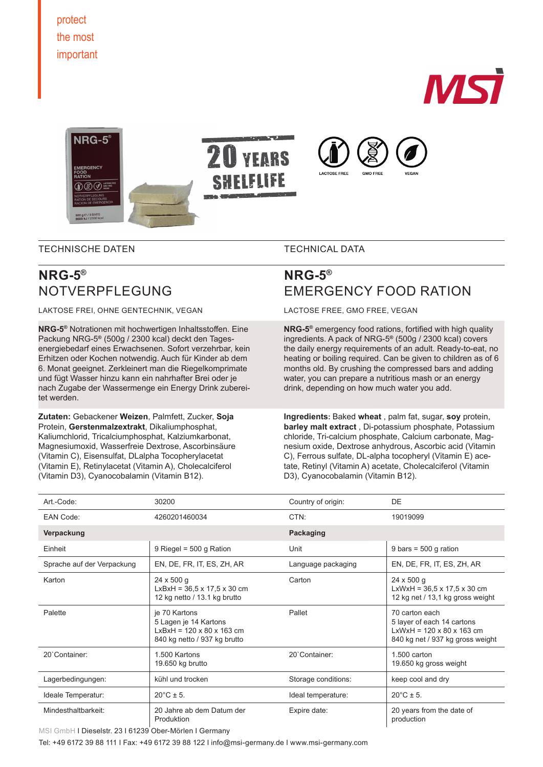protect
the most
important

MSI

20 YEARS SHELFLIFE

LACTOSE FREE GMO FREE VEGAN

TECHNISCHE DATEN

## NRG-5®
## NOTVERPFLEGUNG

LAKTOSE FREI, OHNE GENTECHNIK, VEGAN

**NRG-5®** Notrationen mit hochwertigen Inhaltsstoffen. Eine Packung NRG-5® (500g / 2300 kcal) deckt den Tagesenergiebedarf eines Erwachsenen. Sofort verzehrbar, kein Erhitzen oder Kochen notwendig. Auch für Kinder ab dem 6. Monat geeignet. Zerkleinert man die Riegelkomprimate und fügt Wasser hinzu kann ein nahrhafter Brei oder je nach Zugabe der Wassermenge ein Energy Drink zubereitet werden.

**Zutaten:** Gebackener **Weizen**, Palmfett, Zucker, **Soja** Protein, **Gerstenmalzextrakt**, Dikaliumphosphat, Kaliumchlorid, Tricalciumphosphat, Kalziumkarbonat, Magnesiumoxid, Wasserfreie Dextrose, Ascorbinsäure (Vitamin C), Eisensulfat, DLalpha Tocopherylacetat (Vitamin E), Retinylacetat (Vitamin A), Cholecalciferol (Vitamin D3), Cyanocobalamin (Vitamin B12).

TECHNICAL DATA

## NRG-5®
## EMERGENCY FOOD RATION

LACTOSE FREE, GMO FREE, VEGAN

**NRG-5®** emergency food rations, fortified with high quality ingredients. A pack of NRG-5® (500g / 2300 kcal) covers the daily energy requirements of an adult. Ready-to-eat, no heating or boiling required. Can be given to children as of 6 months old. By crushing the compressed bars and adding water, you can prepare a nutritious mash or an energy drink, depending on how much water you add.

**Ingredients**: Baked **wheat** , palm fat, sugar, **soy** protein, **barley malt extract** , Di-potassium phosphate, Potassium chloride, Tri-calcium phosphate, Calcium carbonate, Magnesium oxide, Dextrose anhydrous, Ascorbic acid (Vitamin C), Ferrous sulfate, DL-alpha tocopheryl (Vitamin E) acetate, Retinyl (Vitamin A) acetate, Cholecalciferol (Vitamin D3), Cyanocobalamin (Vitamin B12).

| Art.-Code: | 30200 | Country of origin: | DE |
|---|---|---|---|
| EAN Code: | 4260201460034 | CTN: | 19019099 |
| **Verpackung** | | **Packaging** | |
| Einheit | 9 Riegel = 500 g Ration | Unit | 9 bars = 500 g ration |
| Sprache auf der Verpackung | EN, DE, FR, IT, ES, ZH, AR | Language packaging | EN, DE, FR, IT, ES, ZH, AR |
| Karton | 24 x 500 g<br>LxBxH = 36,5 x 17,5 x 30 cm<br>12 kg netto / 13.1 kg brutto | Carton | 24 x 500 g<br>LxWxH = 36,5 x 17,5 x 30 cm<br>12 kg net / 13,1 kg gross weight |
| Palette | je 70 Kartons<br>5 Lagen je 14 Kartons<br>LxBxH = 120 x 80 x 163 cm<br>840 kg netto / 937 kg brutto | Pallet | 70 carton each<br>5 layer of each 14 cartons<br>LxWxH = 120 x 80 x 163 cm<br>840 kg net / 937 kg gross weight |
| 20`Container: | 1.500 Kartons<br>19.650 kg brutto | 20`Container: | 1.500 carton<br>19.650 kg gross weight |
| Lagerbedingungen: | kühl und trocken | Storage conditions: | keep cool and dry |
| Ideale Temperatur: | 20°C ± 5. | Ideal temperature: | 20°C ± 5. |
| Mindesthaltbarkeit: | 20 Jahre ab dem Datum der Produktion | Expire date: | 20 years from the date of production |

MSI GmbH I Dieselstr. 23 I 61239 Ober-Mörlen I Germany
Tel: +49 6172 39 88 111 I Fax: +49 6172 39 88 122 I info@msi-germany.de I www.msi-germany.com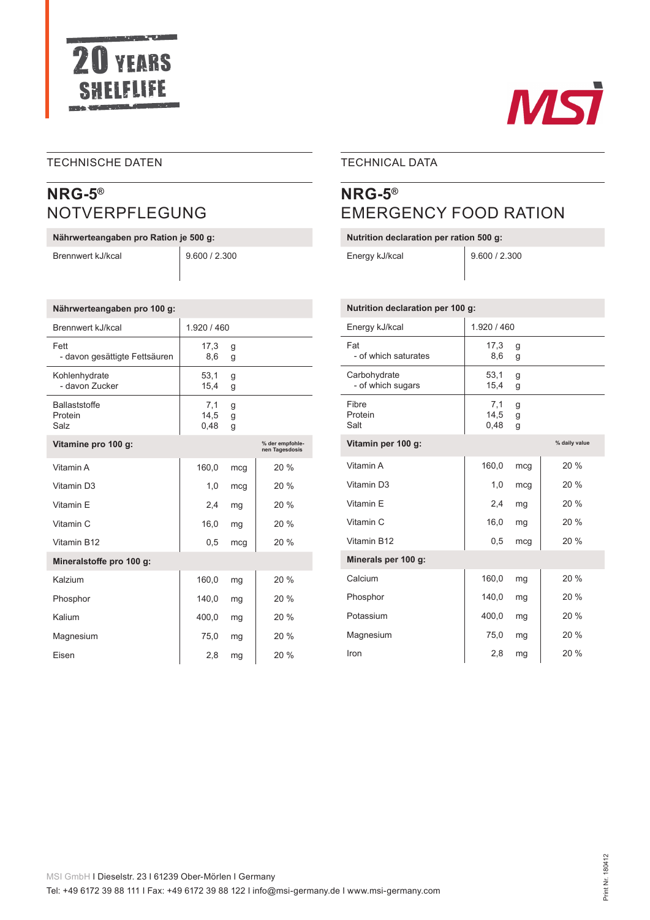20 YEARS SHELFLIFE

MSI

TECHNISCHE DATEN

## NRG-5®
## NOTVERPFLEGUNG

| Nährwerteangaben pro Ration je 500 g: | |
|---|---|
| Brennwert kJ/kcal | 9.600 / 2.300 |

| Nährwerteangaben pro 100 g: | | | |
|---|---|---|---|
| Brennwert kJ/kcal | 1.920 / 460 | | |
| Fett<br>- davon gesättigte Fettsäuren | 17,3<br>8,6 | g<br>g | |
| Kohlenhydrate<br>- davon Zucker | 53,1<br>15,4 | g<br>g | |
| Ballaststoffe<br>Protein<br>Salz | 7,1<br>14,5<br>0,48 | g<br>g<br>g | |
| **Vitamine pro 100 g:** | | | % der empfohlenen Tagesdosis |
| Vitamin A | 160,0 | mcg | 20 % |
| Vitamin D3 | 1,0 | mcg | 20 % |
| Vitamin E | 2,4 | mg | 20 % |
| Vitamin C | 16,0 | mg | 20 % |
| Vitamin B12 | 0,5 | mcg | 20 % |
| **Mineralstoffe pro 100 g:** | | | |
| Kalzium | 160,0 | mg | 20 % |
| Phosphor | 140,0 | mg | 20 % |
| Kalium | 400,0 | mg | 20 % |
| Magnesium | 75,0 | mg | 20 % |
| Eisen | 2,8 | mg | 20 % |

TECHNICAL DATA

## NRG-5®
## EMERGENCY FOOD RATION

| Nutrition declaration per ration 500 g: | |
|---|---|
| Energy kJ/kcal | 9.600 / 2.300 |

| Nutrition declaration per 100 g: | | | |
|---|---|---|---|
| Energy kJ/kcal | 1.920 / 460 | | |
| Fat<br>- of which saturates | 17,3<br>8,6 | g<br>g | |
| Carbohydrate<br>- of which sugars | 53,1<br>15,4 | g<br>g | |
| Fibre<br>Protein<br>Salt | 7,1<br>14,5<br>0,48 | g<br>g<br>g | |
| **Vitamin per 100 g:** | | | % daily value |
| Vitamin A | 160,0 | mcg | 20 % |
| Vitamin D3 | 1,0 | mcg | 20 % |
| Vitamin E | 2,4 | mg | 20 % |
| Vitamin C | 16,0 | mg | 20 % |
| Vitamin B12 | 0,5 | mcg | 20 % |
| **Minerals per 100 g:** | | | |
| Calcium | 160,0 | mg | 20 % |
| Phosphor | 140,0 | mg | 20 % |
| Potassium | 400,0 | mg | 20 % |
| Magnesium | 75,0 | mg | 20 % |
| Iron | 2,8 | mg | 20 % |

MSI GmbH I Dieselstr. 23 I 61239 Ober-Mörlen I Germany
Tel: +49 6172 39 88 111 I Fax: +49 6172 39 88 122 I info@msi-germany.de I www.msi-germany.com

Print Nr. 180412